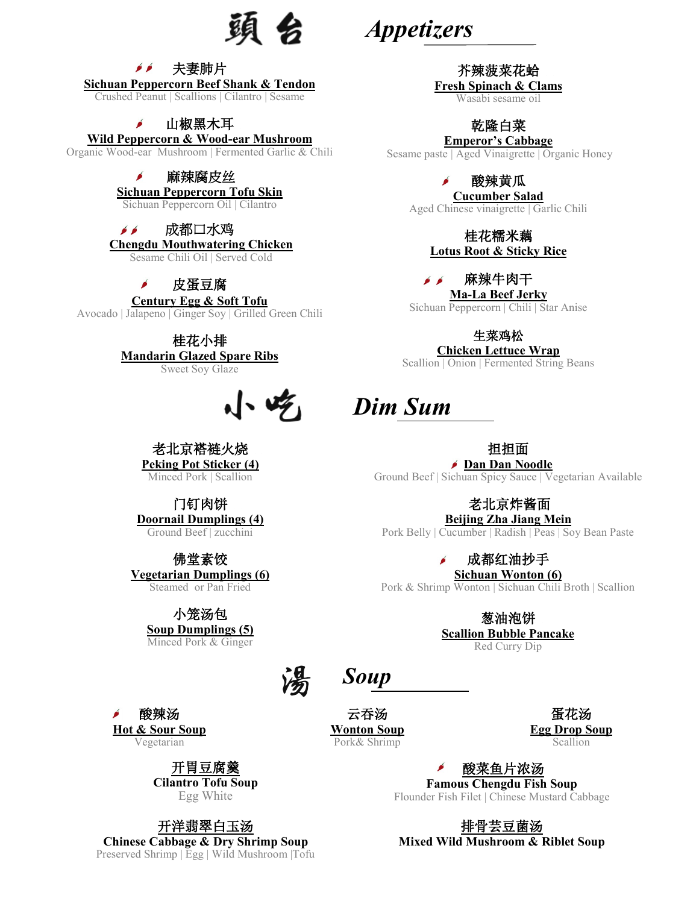# 頭台 *Appetizers*

🌶🌶 夫妻肺片
**Sichuan Peppercorn Beef Shank & Tendon**
Crushed Peanut | Scallions | Cilantro | Sesame

🌶 山椒黑木耳
**Wild Peppercorn & Wood-ear Mushroom**
Organic Wood-ear Mushroom | Fermented Garlic & Chili

🌶 麻辣腐皮丝
**Sichuan Peppercorn Tofu Skin**
Sichuan Peppercorn Oil | Cilantro

🌶🌶 成都口水鸡
**Chengdu Mouthwatering Chicken**
Sesame Chili Oil | Served Cold

🌶 皮蛋豆腐
**Century Egg & Soft Tofu**
Avocado | Jalapeno | Ginger Soy | Grilled Green Chili

桂花小排
**Mandarin Glazed Spare Ribs**
Sweet Soy Glaze

芥辣菠菜花蛤
**Fresh Spinach & Clams**
Wasabi sesame oil

乾隆白菜
**Emperor's Cabbage**
Sesame paste | Aged Vinaigrette | Organic Honey

🌶 酸辣黄瓜
**Cucumber Salad**
Aged Chinese vinaigrette | Garlic Chili

桂花糯米藕
**Lotus Root & Sticky Rice**

🌶🌶 麻辣牛肉干
**Ma-La Beef Jerky**
Sichuan Peppercorn | Chili | Star Anise

生菜鸡松
**Chicken Lettuce Wrap**
Scallion | Onion | Fermented String Beans

# 小吃 *Dim Sum*

老北京褡裢火烧
**Peking Pot Sticker (4)**
Minced Pork | Scallion

门钉肉饼
**Doornail Dumplings (4)**
Ground Beef | zucchini

佛堂素饺
**Vegetarian Dumplings (6)**
Steamed or Pan Fried

小笼汤包
**Soup Dumplings (5)**
Minced Pork & Ginger

担担面
🌶 **Dan Dan Noodle**
Ground Beef | Sichuan Spicy Sauce | Vegetarian Available

老北京炸酱面
**Beijing Zha Jiang Mein**
Pork Belly | Cucumber | Radish | Peas | Soy Bean Paste

🌶 成都红油抄手
**Sichuan Wonton (6)**
Pork & Shrimp Wonton | Sichuan Chili Broth | Scallion

葱油泡饼
**Scallion Bubble Pancake**
Red Curry Dip

# 湯 *Soup*

🌶 酸辣汤
**Hot & Sour Soup**
Vegetarian

云吞汤
**Wonton Soup**
Pork& Shrimp

蛋花汤
**Egg Drop Soup**
Scallion

开胃豆腐羹
**Cilantro Tofu Soup**
Egg White

🌶 酸菜鱼片浓汤
**Famous Chengdu Fish Soup**
Flounder Fish Filet | Chinese Mustard Cabbage

开洋翡翠白玉汤
**Chinese Cabbage & Dry Shrimp Soup**
Preserved Shrimp | Egg | Wild Mushroom |Tofu

排骨芸豆菌汤
**Mixed Wild Mushroom & Riblet Soup**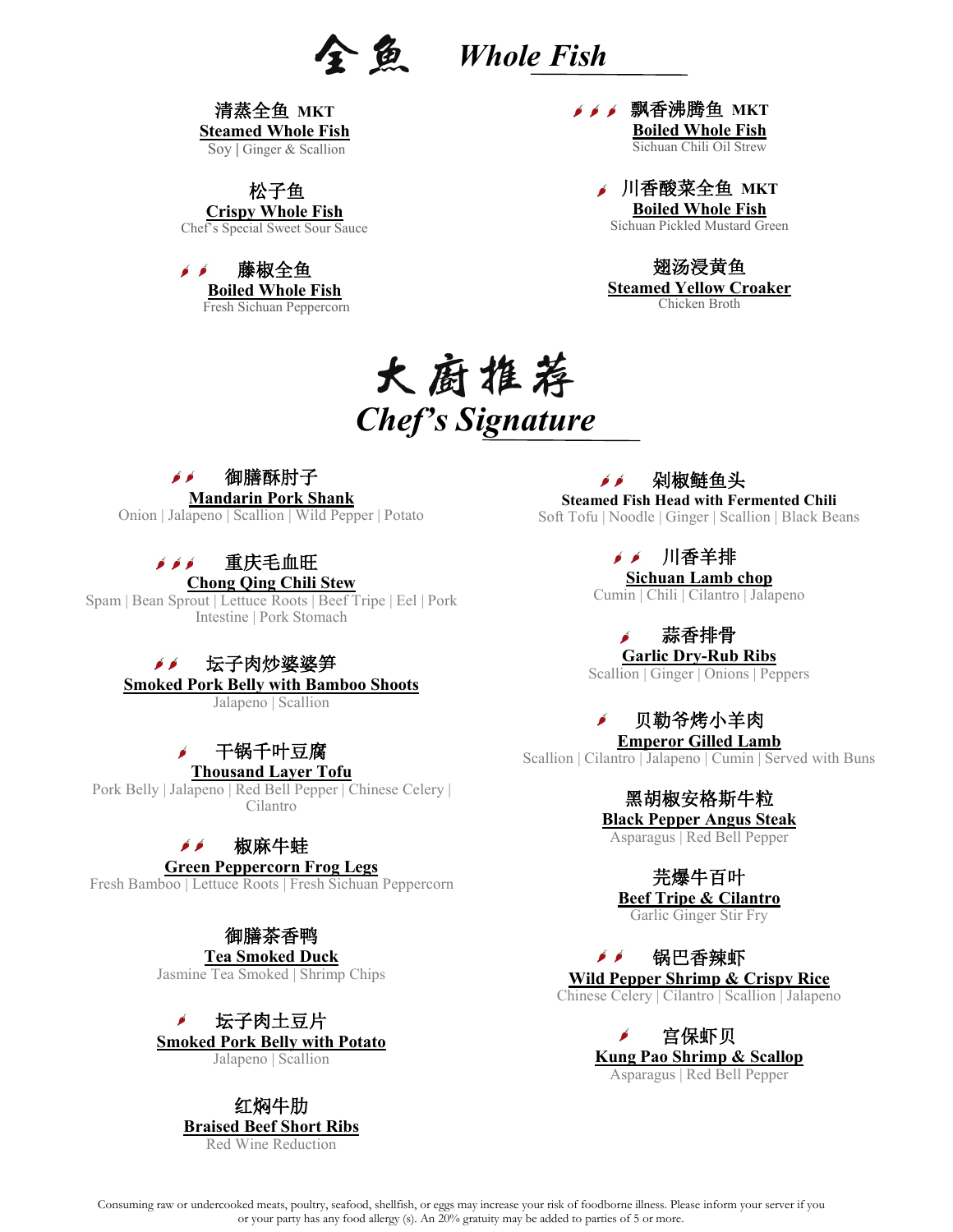# 全鱼 Whole Fish

清蒸全鱼 **MKT**
**Steamed Whole Fish**
Soy | Ginger & Scallion

松子鱼
**Crispy Whole Fish**
Chef's Special Sweet Sour Sauce

🌶🌶 藤椒全鱼
**Boiled Whole Fish**
Fresh Sichuan Peppercorn

🌶🌶🌶 飘香沸腾鱼 **MKT**
**Boiled Whole Fish**
Sichuan Chili Oil Strew

🌶 川香酸菜全鱼 **MKT**
**Boiled Whole Fish**
Sichuan Pickled Mustard Green

翅汤浸黄鱼
**Steamed Yellow Croaker**
Chicken Broth

# 大厨推荐 Chef's Signature

🌶🌶 御膳酥肘子
**Mandarin Pork Shank**
Onion | Jalapeno | Scallion | Wild Pepper | Potato

🌶🌶🌶 重庆毛血旺
**Chong Qing Chili Stew**
Spam | Bean Sprout | Lettuce Roots | Beef Tripe | Eel | Pork Intestine | Pork Stomach

🌶🌶 坛子肉炒婆婆笋
**Smoked Pork Belly with Bamboo Shoots**
Jalapeno | Scallion

🌶 干锅千叶豆腐
**Thousand Layer Tofu**
Pork Belly | Jalapeno | Red Bell Pepper | Chinese Celery | Cilantro

🌶🌶 椒麻牛蛙
**Green Peppercorn Frog Legs**
Fresh Bamboo | Lettuce Roots | Fresh Sichuan Peppercorn

御膳茶香鸭
**Tea Smoked Duck**
Jasmine Tea Smoked | Shrimp Chips

🌶 坛子肉土豆片
**Smoked Pork Belly with Potato**
Jalapeno | Scallion

红焖牛肋
**Braised Beef Short Ribs**
Red Wine Reduction

🌶🌶 剁椒鲢鱼头
**Steamed Fish Head with Fermented Chili**
Soft Tofu | Noodle | Ginger | Scallion | Black Beans

🌶🌶 川香羊排
**Sichuan Lamb chop**
Cumin | Chili | Cilantro | Jalapeno

🌶 蒜香排骨
**Garlic Dry-Rub Ribs**
Scallion | Ginger | Onions | Peppers

🌶 贝勒爷烤小羊肉
**Emperor Gilled Lamb**
Scallion | Cilantro | Jalapeno | Cumin | Served with Buns

黑胡椒安格斯牛粒
**Black Pepper Angus Steak**
Asparagus | Red Bell Pepper

芫爆牛百叶
**Beef Tripe & Cilantro**
Garlic Ginger Stir Fry

🌶🌶 锅巴香辣虾
**Wild Pepper Shrimp & Crispy Rice**
Chinese Celery | Cilantro | Scallion | Jalapeno

🌶 宫保虾贝
**Kung Pao Shrimp & Scallop**
Asparagus | Red Bell Pepper

Consuming raw or undercooked meats, poultry, seafood, shellfish, or eggs may increase your risk of foodborne illness. Please inform your server if you or your party has any food allergy (s). An 20% gratuity may be added to parties of 5 or more.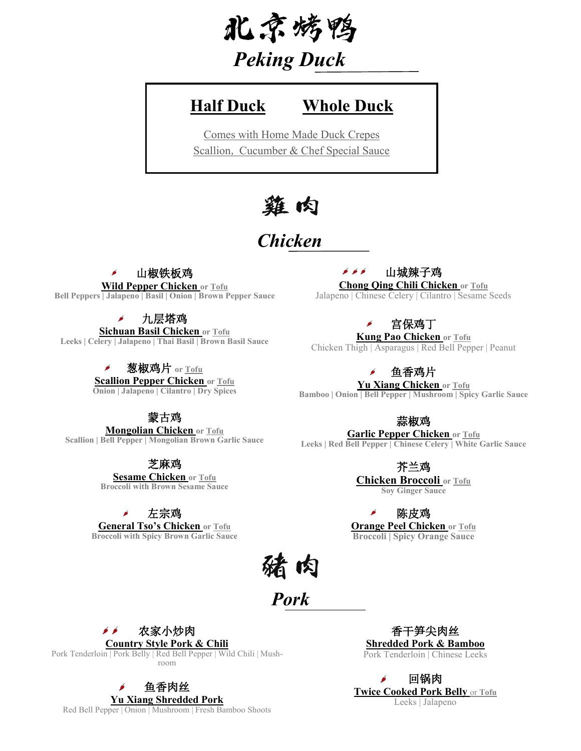# 北京烤鸭

## *Peking Duck*

**Half Duck** **Whole Duck**

Comes with Home Made Duck Crepes
Scallion, Cucumber & Chef Special Sauce

# 雞肉

## *Chicken*

🌶 山椒铁板鸡
**Wild Pepper Chicken** or Tofu
Bell Peppers | Jalapeno | Basil | Onion | Brown Pepper Sauce

🌶 九层塔鸡
**Sichuan Basil Chicken** or Tofu
Leeks | Celery | Jalapeno | Thai Basil | Brown Basil Sauce

🌶 葱椒鸡片 or Tofu
**Scallion Pepper Chicken** or Tofu
Onion | Jalapeno | Cilantro | Dry Spices

蒙古鸡
**Mongolian Chicken** or Tofu
Scallion | Bell Pepper | Mongolian Brown Garlic Sauce

芝麻鸡
**Sesame Chicken** or Tofu
Broccoli with Brown Sesame Sauce

🌶 左宗鸡
**General Tso's Chicken** or Tofu
Broccoli with Spicy Brown Garlic Sauce

🌶🌶🌶 山城辣子鸡
**Chong Qing Chili Chicken** or Tofu
Jalapeno | Chinese Celery | Cilantro | Sesame Seeds

🌶 宫保鸡丁
**Kung Pao Chicken** or Tofu
Chicken Thigh | Asparagus | Red Bell Pepper | Peanut

🌶 鱼香鸡片
**Yu Xiang Chicken** or Tofu
Bamboo | Onion | Bell Pepper | Mushroom | Spicy Garlic Sauce

蒜椒鸡
**Garlic Pepper Chicken** or Tofu
Leeks | Red Bell Pepper | Chinese Celery | White Garlic Sauce

芥兰鸡
**Chicken Broccoli** or Tofu
Soy Ginger Sauce

🌶 陈皮鸡
**Orange Peel Chicken** or Tofu
Broccoli | Spicy Orange Sauce

# 豬肉

## *Pork*

🌶🌶 农家小炒肉
**Country Style Pork & Chili**
Pork Tenderloin | Pork Belly | Red Bell Pepper | Wild Chili | Mushroom

🌶 鱼香肉丝
**Yu Xiang Shredded Pork**
Red Bell Pepper | Onion | Mushroom | Fresh Bamboo Shoots

香干笋尖肉丝
**Shredded Pork & Bamboo**
Pork Tenderloin | Chinese Leeks

🌶 回锅肉
**Twice Cooked Pork Belly** or Tofu
Leeks | Jalapeno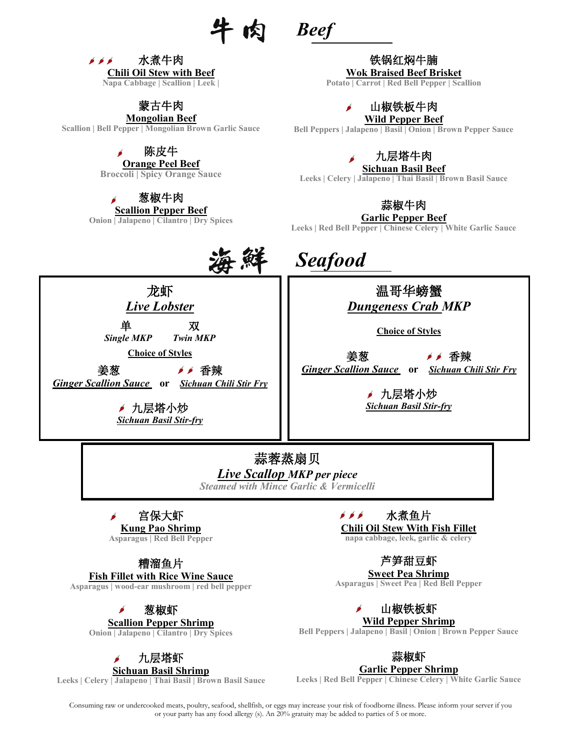# 牛肉 Beef

🌶🌶🌶 水煮牛肉
**Chili Oil Stew with Beef**
Napa Cabbage | Scallion | Leek |

蒙古牛肉
**Mongolian Beef**
Scallion | Bell Pepper | Mongolian Brown Garlic Sauce

🌶 陈皮牛肉
**Orange Peel Beef**
Broccoli | Spicy Orange Sauce

🌶 葱椒牛肉
**Scallion Pepper Beef**
Onion | Jalapeno | Cilantro | Dry Spices

铁锅红焖牛腩
**Wok Braised Beef Brisket**
Potato | Carrot | Red Bell Pepper | Scallion

🌶 山椒铁板牛肉
**Wild Pepper Beef**
Bell Peppers | Jalapeno | Basil | Onion | Brown Pepper Sauce

🌶 九层塔牛肉
**Sichuan Basil Beef**
Leeks | Celery | Jalapeno | Thai Basil | Brown Basil Sauce

蒜椒牛肉
**Garlic Pepper Beef**
Leeks | Red Bell Pepper | Chinese Celery | White Garlic Sauce

# 海鲜 Seafood

龙虾
***Live Lobster***

单 *Single MKP* 双 *Twin MKP*

**Choice of Styles**

姜葱 ***Ginger Scallion Sauce*** or 🌶🌶 香辣 ***Sichuan Chili Stir Fry***

🌶 九层塔小炒 ***Sichuan Basil Stir-fry***

温哥华螃蟹
***Dungeness Crab MKP***

**Choice of Styles**

姜葱 ***Ginger Scallion Sauce*** or 🌶🌶 香辣 ***Sichuan Chili Stir Fry***

🌶 九层塔小炒 ***Sichuan Basil Stir-fry***

蒜蓉蒸扇贝
***Live Scallop MKP per piece***
*Steamed with Mince Garlic & Vermicelli*

🌶 宫保大虾
**Kung Pao Shrimp**
Asparagus | Red Bell Pepper

糟溜鱼片
**Fish Fillet with Rice Wine Sauce**
Asparagus | wood-ear mushroom | red bell pepper

🌶 葱椒虾
**Scallion Pepper Shrimp**
Onion | Jalapeno | Cilantro | Dry Spices

🌶 九层塔虾
**Sichuan Basil Shrimp**
Leeks | Celery | Jalapeno | Thai Basil | Brown Basil Sauce

🌶🌶🌶 水煮鱼片
**Chili Oil Stew With Fish Fillet**
napa cabbage, leek, garlic & celery

芦笋甜豆虾
**Sweet Pea Shrimp**
Asparagus | Sweet Pea | Red Bell Pepper

🌶 山椒铁板虾
**Wild Pepper Shrimp**
Bell Peppers | Jalapeno | Basil | Onion | Brown Pepper Sauce

蒜椒虾
**Garlic Pepper Shrimp**
Leeks | Red Bell Pepper | Chinese Celery | White Garlic Sauce

Consuming raw or undercooked meats, poultry, seafood, shellfish, or eggs may increase your risk of foodborne illness. Please inform your server if you or your party has any food allergy (s). An 20% gratuity may be added to parties of 5 or more.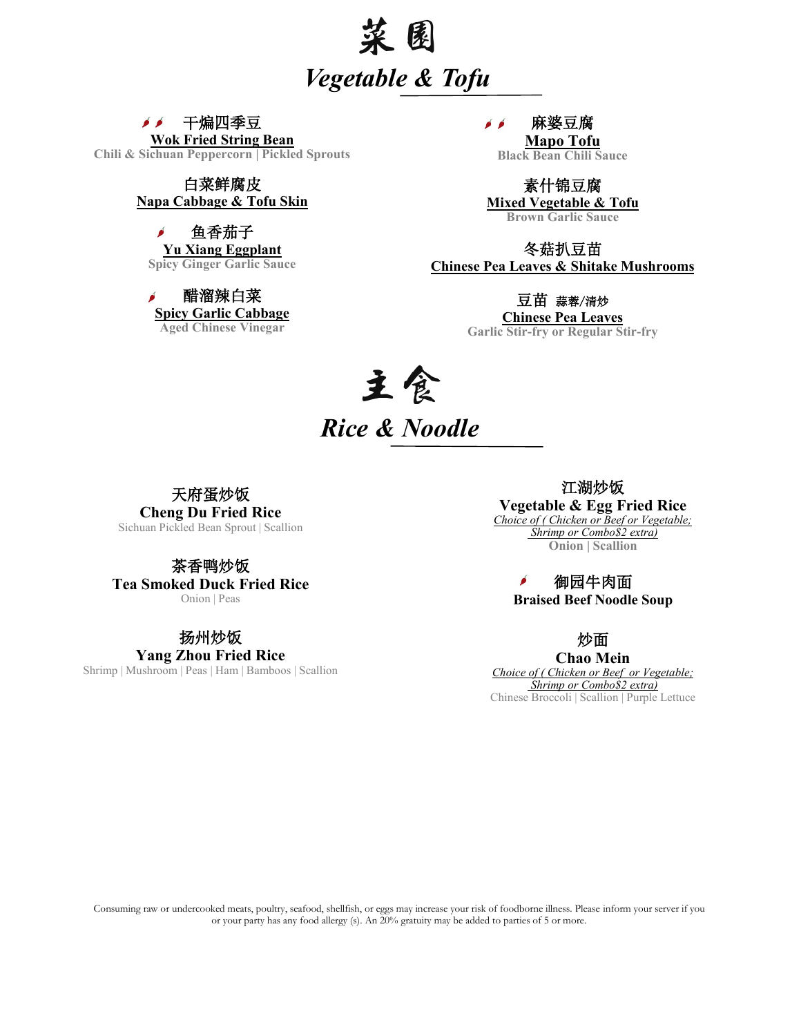# 菜園

## *Vegetable & Tofu*

🌶🌶 干煸四季豆
**Wok Fried String Bean**
Chili & Sichuan Peppercorn | Pickled Sprouts

白菜鲜腐皮
**Napa Cabbage & Tofu Skin**

🌶 鱼香茄子
**Yu Xiang Eggplant**
Spicy Ginger Garlic Sauce

🌶 醋溜辣白菜
**Spicy Garlic Cabbage**
Aged Chinese Vinegar

🌶🌶 麻婆豆腐
**Mapo Tofu**
Black Bean Chili Sauce

素什锦豆腐
**Mixed Vegetable & Tofu**
Brown Garlic Sauce

冬菇扒豆苗
**Chinese Pea Leaves & Shitake Mushrooms**

豆苗 蒜蓉/清炒
**Chinese Pea Leaves**
Garlic Stir-fry or Regular Stir-fry

# 主食

## *Rice & Noodle*

天府蛋炒饭
**Cheng Du Fried Rice**
Sichuan Pickled Bean Sprout | Scallion

茶香鸭炒饭
**Tea Smoked Duck Fried Rice**
Onion | Peas

扬州炒饭
**Yang Zhou Fried Rice**
Shrimp | Mushroom | Peas | Ham | Bamboos | Scallion

江湖炒饭
**Vegetable & Egg Fried Rice**
*Choice of ( Chicken or Beef or Vegetable; Shrimp or Combo$2 extra)*
Onion | Scallion

🌶 御园牛肉面
**Braised Beef Noodle Soup**

炒面
**Chao Mein**
*Choice of ( Chicken or Beef or Vegetable; Shrimp or Combo$2 extra)*
Chinese Broccoli | Scallion | Purple Lettuce

Consuming raw or undercooked meats, poultry, seafood, shellfish, or eggs may increase your risk of foodborne illness. Please inform your server if you or your party has any food allergy (s). An 20% gratuity may be added to parties of 5 or more.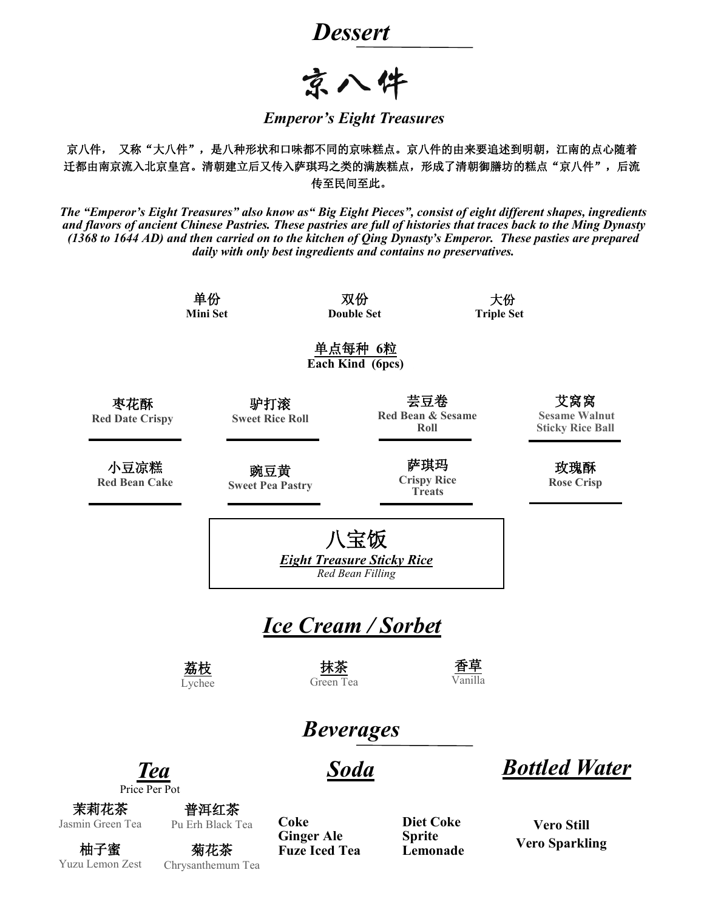# *Dessert*

## 京八件

### *Emperor's Eight Treasures*

京八件， 又称"大八件"，是八种形状和口味都不同的京味糕点。京八件的由来要追述到明朝，江南的点心随着迁都由南京流入北京皇宫。清朝建立后又传入萨琪玛之类的满族糕点，形成了清朝御膳坊的糕点"京八件"，后流传至民间至此。

***The "Emperor's Eight Treasures" also know as" Big Eight Pieces", consist of eight different shapes, ingredients and flavors of ancient Chinese Pastries. These pastries are full of histories that traces back to the Ming Dynasty (1368 to 1644 AD) and then carried on to the kitchen of Qing Dynasty's Emperor. These pasties are prepared daily with only best ingredients and contains no preservatives.***

**单份**
**Mini Set**

**双份**
**Double Set**

**大份**
**Triple Set**

**单点每种 6粒**
**Each Kind (6pcs)**

**枣花酥**
**Red Date Crispy**

**驴打滚**
**Sweet Rice Roll**

**芸豆卷**
**Red Bean & Sesame Roll**

**艾窝窝**
**Sesame Walnut Sticky Rice Ball**

**小豆凉糕**
**Red Bean Cake**

**豌豆黄**
**Sweet Pea Pastry**

**萨琪玛**
**Crispy Rice Treats**

**玫瑰酥**
**Rose Crisp**

八宝饭
***Eight Treasure Sticky Rice***
*Red Bean Filling*

## *Ice Cream / Sorbet*

荔枝
Lychee

抹茶
Green Tea

香草
Vanilla

## *Beverages*

### *Tea*

Price Per Pot

茉莉花茶
Jasmin Green Tea

普洱红茶
Pu Erh Black Tea

柚子蜜
Yuzu Lemon Zest

菊花茶
Chrysanthemum Tea

### *Soda*

**Coke**
**Ginger Ale**
**Fuze Iced Tea**
**Diet Coke**
**Sprite**
**Lemonade**

### *Bottled Water*

**Vero Still**
**Vero Sparkling**